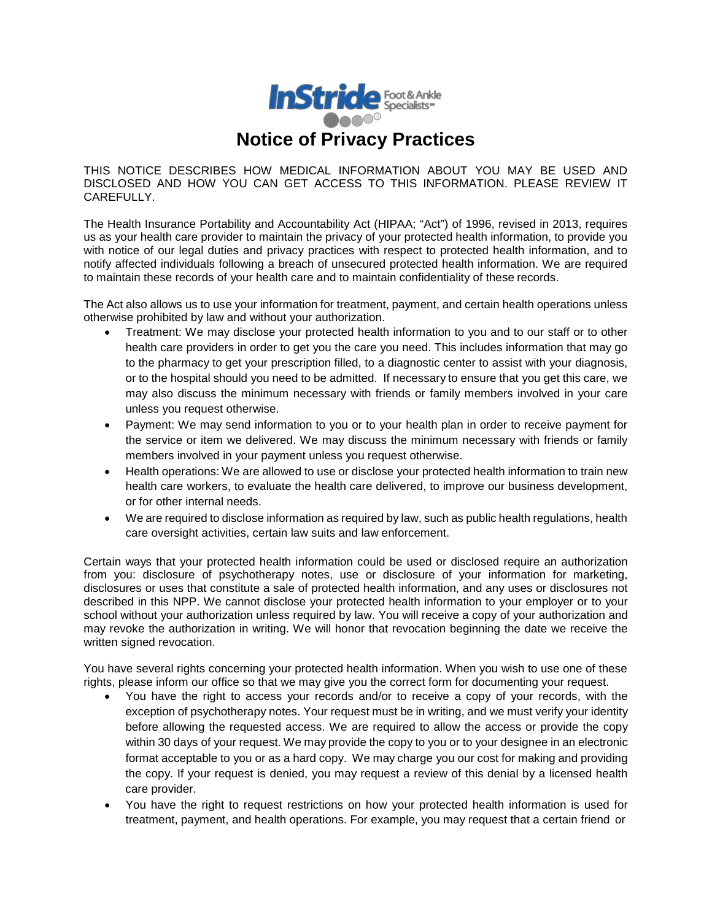# Notice of Privacy Practices

THIS NOTICE DESCRIBES HOW MEDICAL INFORMATION ABOUT YOU MAY BE USED AND DISCLOSED AND HOW YOU CAN GET ACCESS TO THIS INFORMATION. PLEASE REVIEW IT CAREFULLY.

The Health Insurance Portability and Accountability Act (HIPAA; "Act") of 1996, revised in 2013, requires us as your health care provider to maintain the privacy of your protected health information, to provide you with notice of our legal duties and privacy practices with respect to protected health information, and to notify affected individuals following a breach of unsecured protected health information. We are required to maintain these records of your health care and to maintain confidentiality of these records.

The Act also allows us to use your information for treatment, payment, and certain health operations unless otherwise prohibited by law and without your authorization.

- Treatment: We may disclose your protected health information to you and to our staff or to other health care providers in order to get you the care you need. This includes information that may go to the pharmacy to get your prescription filled, to a diagnostic center to assist with your diagnosis, or to the hospital should you need to be admitted. If necessary to ensure that you get this care, we may also discuss the minimum necessary with friends or family members involved in your care unless you request otherwise.
- Payment: We may send information to you or to your health plan in order to receive payment for the service or item we delivered. We may discuss the minimum necessary with friends or family members involved in your payment unless you request otherwise.
- Health operations: We are allowed to use or disclose your protected health information to train new health care workers, to evaluate the health care delivered, to improve our business development, or for other internal needs.
- We are required to disclose information as required by law, such as public health regulations, health care oversight activities, certain law suits and law enforcement.

Certain ways that your protected health information could be used or disclosed require an authorization from you: disclosure of psychotherapy notes, use or disclosure of your information for marketing, disclosures or uses that constitute a sale of protected health information, and any uses or disclosures not described in this NPP. We cannot disclose your protected health information to your employer or to your school without your authorization unless required by law. You will receive a copy of your authorization and may revoke the authorization in writing. We will honor that revocation beginning the date we receive the written signed revocation.

You have several rights concerning your protected health information. When you wish to use one of these rights, please inform our office so that we may give you the correct form for documenting your request.

- You have the right to access your records and/or to receive a copy of your records, with the exception of psychotherapy notes. Your request must be in writing, and we must verify your identity before allowing the requested access. We are required to allow the access or provide the copy within 30 days of your request. We may provide the copy to you or to your designee in an electronic format acceptable to you or as a hard copy. We may charge you our cost for making and providing the copy. If your request is denied, you may request a review of this denial by a licensed health care provider.
- You have the right to request restrictions on how your protected health information is used for treatment, payment, and health operations. For example, you may request that a certain friend or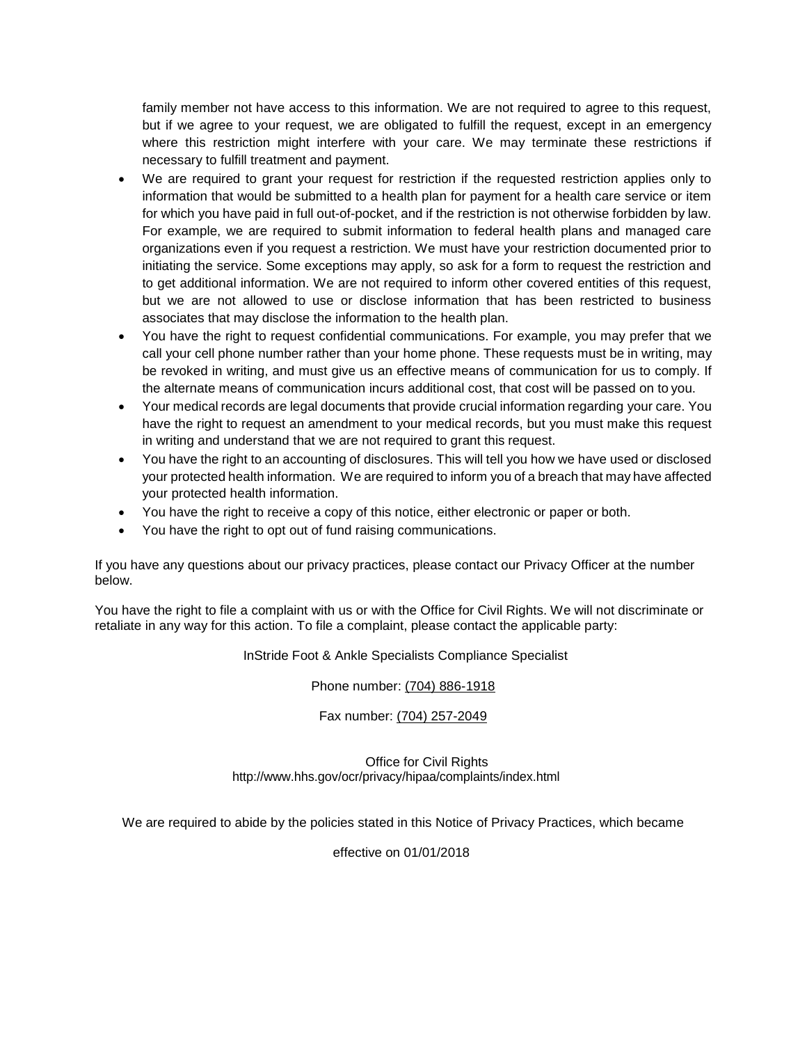family member not have access to this information. We are not required to agree to this request, but if we agree to your request, we are obligated to fulfill the request, except in an emergency where this restriction might interfere with your care. We may terminate these restrictions if necessary to fulfill treatment and payment.

- We are required to grant your request for restriction if the requested restriction applies only to information that would be submitted to a health plan for payment for a health care service or item for which you have paid in full out-of-pocket, and if the restriction is not otherwise forbidden by law. For example, we are required to submit information to federal health plans and managed care organizations even if you request a restriction. We must have your restriction documented prior to initiating the service. Some exceptions may apply, so ask for a form to request the restriction and to get additional information. We are not required to inform other covered entities of this request, but we are not allowed to use or disclose information that has been restricted to business associates that may disclose the information to the health plan.
- You have the right to request confidential communications. For example, you may prefer that we call your cell phone number rather than your home phone. These requests must be in writing, may be revoked in writing, and must give us an effective means of communication for us to comply. If the alternate means of communication incurs additional cost, that cost will be passed on to you.
- Your medical records are legal documents that provide crucial information regarding your care. You have the right to request an amendment to your medical records, but you must make this request in writing and understand that we are not required to grant this request.
- You have the right to an accounting of disclosures. This will tell you how we have used or disclosed your protected health information. We are required to inform you of a breach that may have affected your protected health information.
- You have the right to receive a copy of this notice, either electronic or paper or both.
- You have the right to opt out of fund raising communications.

If you have any questions about our privacy practices, please contact our Privacy Officer at the number below.

You have the right to file a complaint with us or with the Office for Civil Rights. We will not discriminate or retaliate in any way for this action. To file a complaint, please contact the applicable party:

InStride Foot & Ankle Specialists Compliance Specialist

Phone number: (704) 886-1918

Fax number: (704) 257-2049

Office for Civil Rights
http://www.hhs.gov/ocr/privacy/hipaa/complaints/index.html

We are required to abide by the policies stated in this Notice of Privacy Practices, which became

effective on 01/01/2018